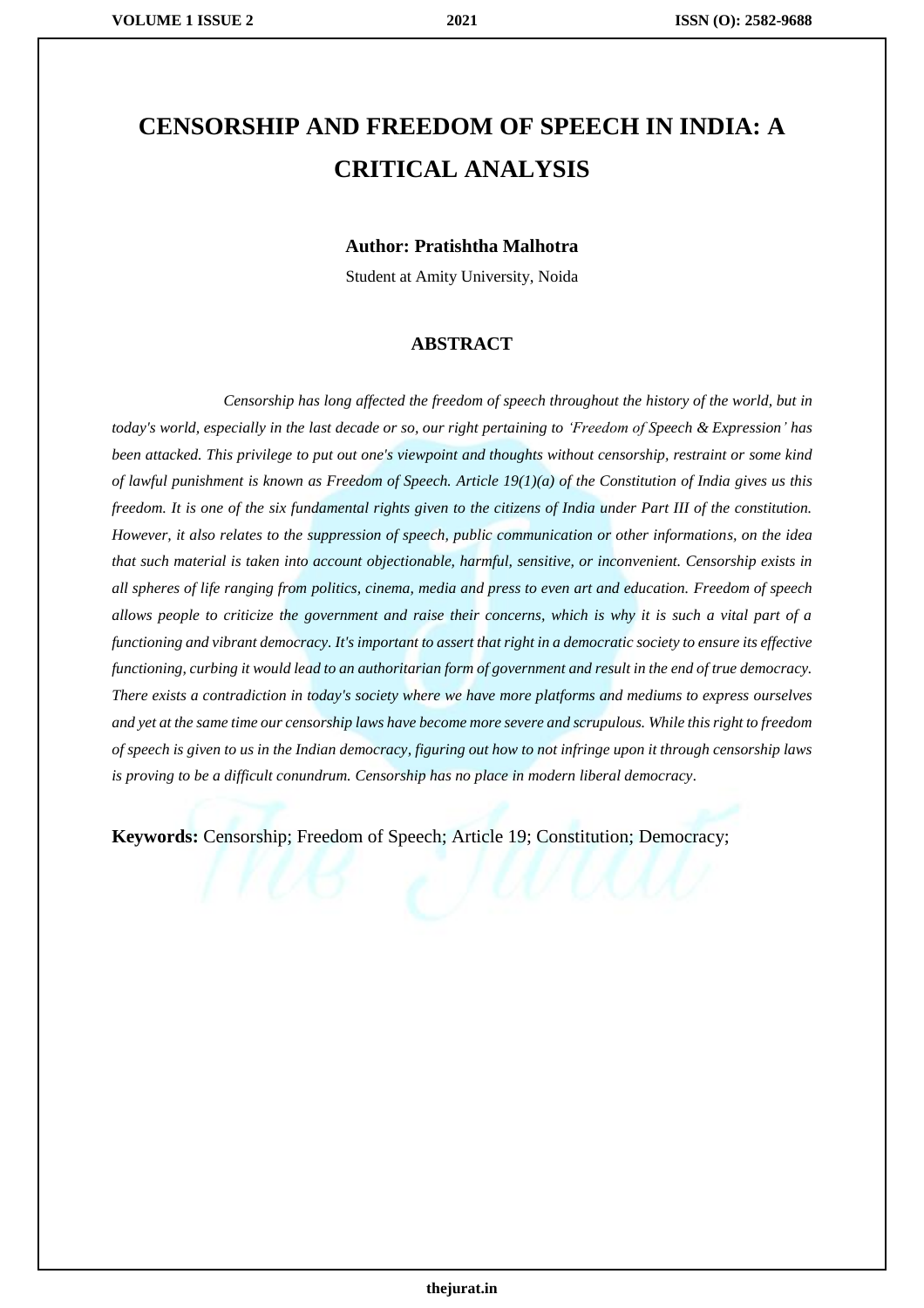# CENSORSHIP AND FREEDOM OF SPEECH IN INDIA: A CRITICAL ANALYSIS

**Author: Pratishtha Malhotra**

Student at Amity University, Noida

## ABSTRACT

*Censorship has long affected the freedom of speech throughout the history of the world, but in today's world, especially in the last decade or so, our right pertaining to 'Freedom of Speech & Expression' has been attacked. This privilege to put out one's viewpoint and thoughts without censorship, restraint or some kind of lawful punishment is known as Freedom of Speech. Article 19(1)(a) of the Constitution of India gives us this freedom. It is one of the six fundamental rights given to the citizens of India under Part III of the constitution. However, it also relates to the suppression of speech, public communication or other informations, on the idea that such material is taken into account objectionable, harmful, sensitive, or inconvenient. Censorship exists in all spheres of life ranging from politics, cinema, media and press to even art and education. Freedom of speech allows people to criticize the government and raise their concerns, which is why it is such a vital part of a functioning and vibrant democracy. It's important to assert that right in a democratic society to ensure its effective functioning, curbing it would lead to an authoritarian form of government and result in the end of true democracy. There exists a contradiction in today's society where we have more platforms and mediums to express ourselves and yet at the same time our censorship laws have become more severe and scrupulous. While this right to freedom of speech is given to us in the Indian democracy, figuring out how to not infringe upon it through censorship laws is proving to be a difficult conundrum. Censorship has no place in modern liberal democracy.*

**Keywords:** Censorship; Freedom of Speech; Article 19; Constitution; Democracy;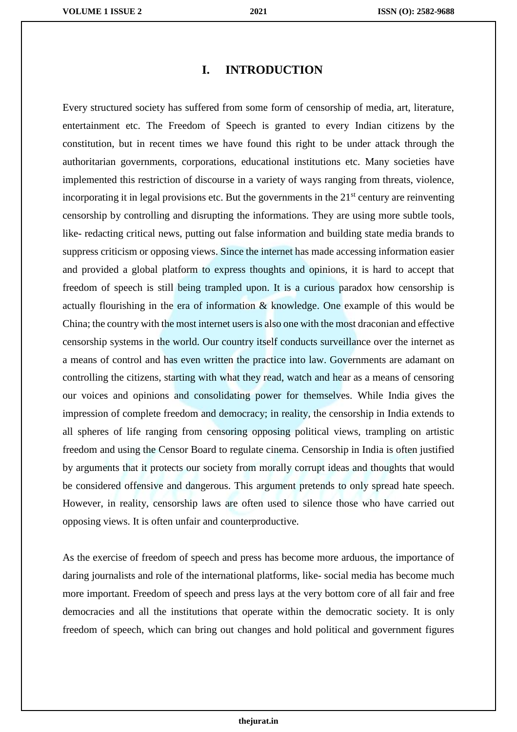# I. INTRODUCTION

Every structured society has suffered from some form of censorship of media, art, literature, entertainment etc. The Freedom of Speech is granted to every Indian citizens by the constitution, but in recent times we have found this right to be under attack through the authoritarian governments, corporations, educational institutions etc. Many societies have implemented this restriction of discourse in a variety of ways ranging from threats, violence, incorporating it in legal provisions etc. But the governments in the 21st century are reinventing censorship by controlling and disrupting the informations. They are using more subtle tools, like- redacting critical news, putting out false information and building state media brands to suppress criticism or opposing views. Since the internet has made accessing information easier and provided a global platform to express thoughts and opinions, it is hard to accept that freedom of speech is still being trampled upon. It is a curious paradox how censorship is actually flourishing in the era of information & knowledge. One example of this would be China; the country with the most internet users is also one with the most draconian and effective censorship systems in the world. Our country itself conducts surveillance over the internet as a means of control and has even written the practice into law. Governments are adamant on controlling the citizens, starting with what they read, watch and hear as a means of censoring our voices and opinions and consolidating power for themselves. While India gives the impression of complete freedom and democracy; in reality, the censorship in India extends to all spheres of life ranging from censoring opposing political views, trampling on artistic freedom and using the Censor Board to regulate cinema. Censorship in India is often justified by arguments that it protects our society from morally corrupt ideas and thoughts that would be considered offensive and dangerous. This argument pretends to only spread hate speech. However, in reality, censorship laws are often used to silence those who have carried out opposing views. It is often unfair and counterproductive.

As the exercise of freedom of speech and press has become more arduous, the importance of daring journalists and role of the international platforms, like- social media has become much more important. Freedom of speech and press lays at the very bottom core of all fair and free democracies and all the institutions that operate within the democratic society. It is only freedom of speech, which can bring out changes and hold political and government figures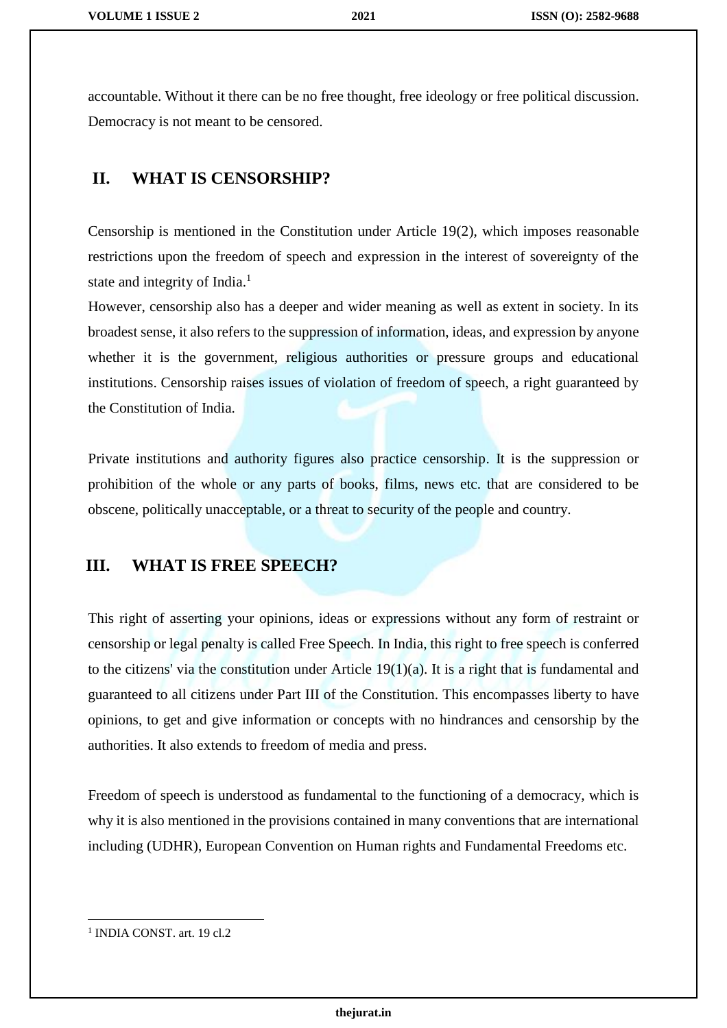accountable. Without it there can be no free thought, free ideology or free political discussion. Democracy is not meant to be censored.

## II. WHAT IS CENSORSHIP?

Censorship is mentioned in the Constitution under Article 19(2), which imposes reasonable restrictions upon the freedom of speech and expression in the interest of sovereignty of the state and integrity of India.[1]

However, censorship also has a deeper and wider meaning as well as extent in society. In its broadest sense, it also refers to the suppression of information, ideas, and expression by anyone whether it is the government, religious authorities or pressure groups and educational institutions. Censorship raises issues of violation of freedom of speech, a right guaranteed by the Constitution of India.

Private institutions and authority figures also practice censorship. It is the suppression or prohibition of the whole or any parts of books, films, news etc. that are considered to be obscene, politically unacceptable, or a threat to security of the people and country.

## III. WHAT IS FREE SPEECH?

This right of asserting your opinions, ideas or expressions without any form of restraint or censorship or legal penalty is called Free Speech. In India, this right to free speech is conferred to the citizens' via the constitution under Article 19(1)(a). It is a right that is fundamental and guaranteed to all citizens under Part III of the Constitution. This encompasses liberty to have opinions, to get and give information or concepts with no hindrances and censorship by the authorities. It also extends to freedom of media and press.

Freedom of speech is understood as fundamental to the functioning of a democracy, which is why it is also mentioned in the provisions contained in many conventions that are international including (UDHR), European Convention on Human rights and Fundamental Freedoms etc.

---

[1] INDIA CONST. art. 19 cl.2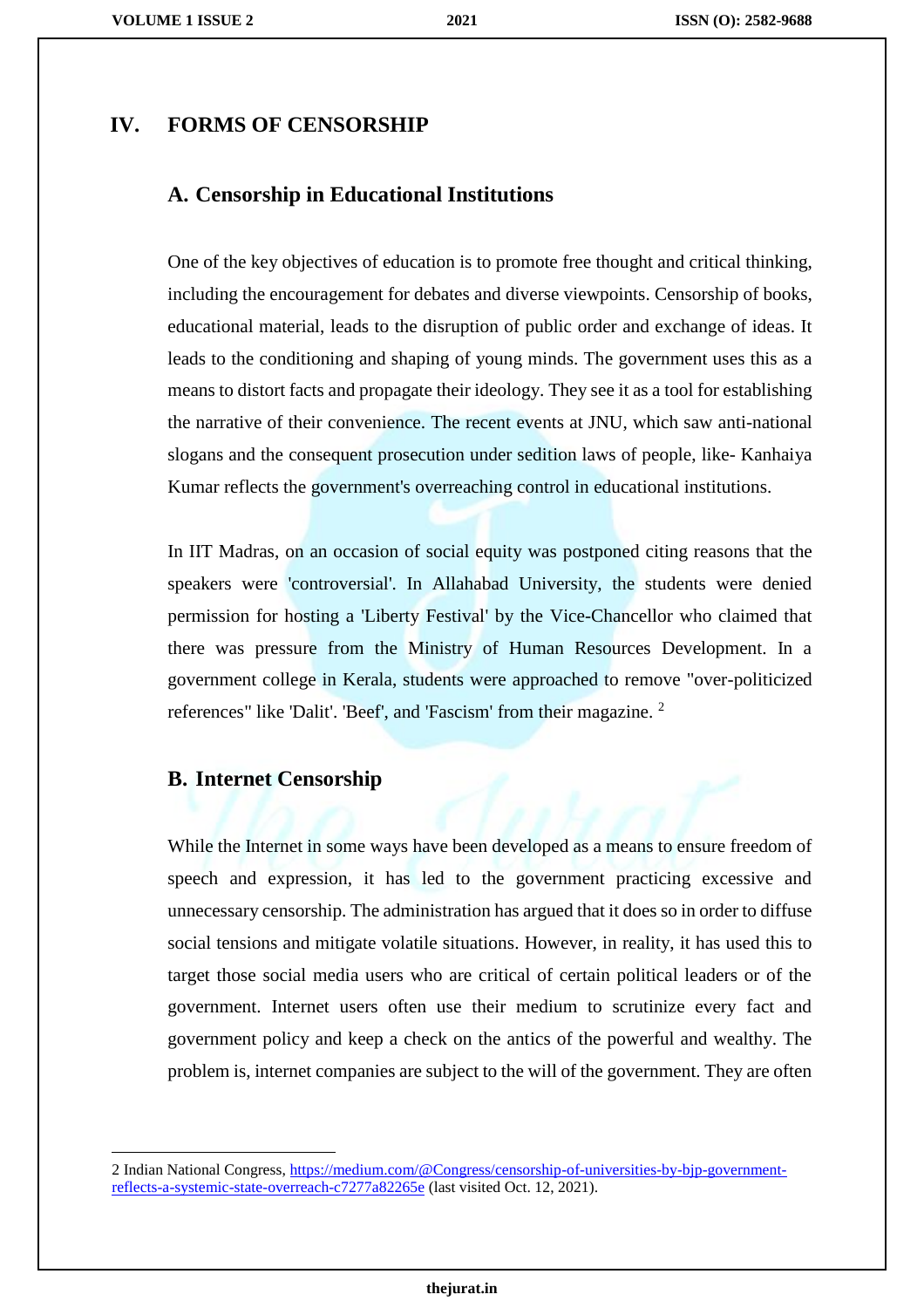## IV. FORMS OF CENSORSHIP

### A. Censorship in Educational Institutions

One of the key objectives of education is to promote free thought and critical thinking, including the encouragement for debates and diverse viewpoints. Censorship of books, educational material, leads to the disruption of public order and exchange of ideas. It leads to the conditioning and shaping of young minds. The government uses this as a means to distort facts and propagate their ideology. They see it as a tool for establishing the narrative of their convenience. The recent events at JNU, which saw anti-national slogans and the consequent prosecution under sedition laws of people, like- Kanhaiya Kumar reflects the government's overreaching control in educational institutions.

In IIT Madras, on an occasion of social equity was postponed citing reasons that the speakers were 'controversial'. In Allahabad University, the students were denied permission for hosting a 'Liberty Festival' by the Vice-Chancellor who claimed that there was pressure from the Ministry of Human Resources Development. In a government college in Kerala, students were approached to remove "over-politicized references" like 'Dalit'. 'Beef', and 'Fascism' from their magazine. [2]

### B. Internet Censorship

While the Internet in some ways have been developed as a means to ensure freedom of speech and expression, it has led to the government practicing excessive and unnecessary censorship. The administration has argued that it does so in order to diffuse social tensions and mitigate volatile situations. However, in reality, it has used this to target those social media users who are critical of certain political leaders or of the government. Internet users often use their medium to scrutinize every fact and government policy and keep a check on the antics of the powerful and wealthy. The problem is, internet companies are subject to the will of the government. They are often

---

2 Indian National Congress, https://medium.com/@Congress/censorship-of-universities-by-bjp-government-reflects-a-systemic-state-overreach-c7277a82265e (last visited Oct. 12, 2021).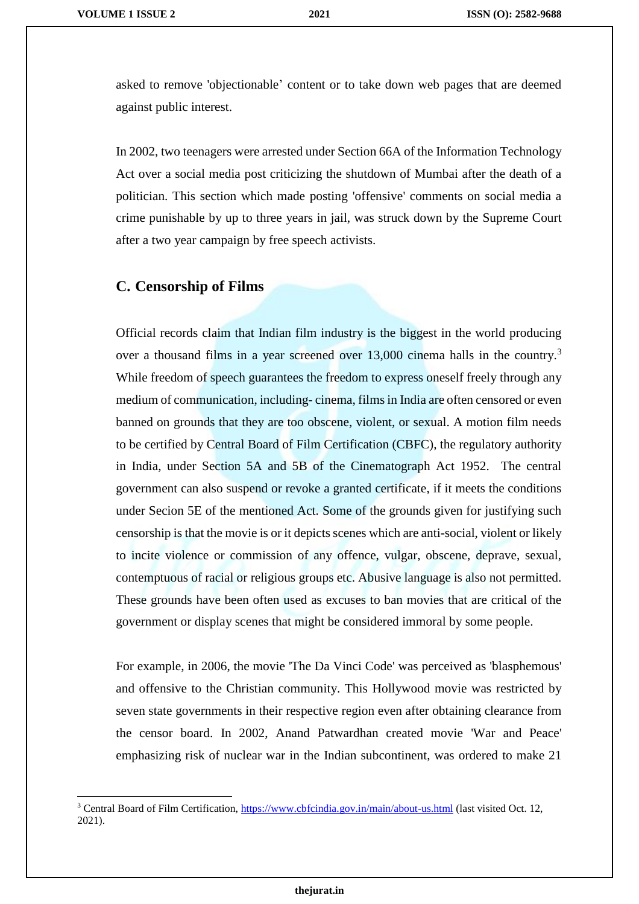asked to remove 'objectionable' content or to take down web pages that are deemed against public interest.

In 2002, two teenagers were arrested under Section 66A of the Information Technology Act over a social media post criticizing the shutdown of Mumbai after the death of a politician. This section which made posting 'offensive' comments on social media a crime punishable by up to three years in jail, was struck down by the Supreme Court after a two year campaign by free speech activists.

## C. Censorship of Films

Official records claim that Indian film industry is the biggest in the world producing over a thousand films in a year screened over 13,000 cinema halls in the country.[3] While freedom of speech guarantees the freedom to express oneself freely through any medium of communication, including- cinema, films in India are often censored or even banned on grounds that they are too obscene, violent, or sexual. A motion film needs to be certified by Central Board of Film Certification (CBFC), the regulatory authority in India, under Section 5A and 5B of the Cinematograph Act 1952. The central government can also suspend or revoke a granted certificate, if it meets the conditions under Secion 5E of the mentioned Act. Some of the grounds given for justifying such censorship is that the movie is or it depicts scenes which are anti-social, violent or likely to incite violence or commission of any offence, vulgar, obscene, deprave, sexual, contemptuous of racial or religious groups etc. Abusive language is also not permitted. These grounds have been often used as excuses to ban movies that are critical of the government or display scenes that might be considered immoral by some people.

For example, in 2006, the movie 'The Da Vinci Code' was perceived as 'blasphemous' and offensive to the Christian community. This Hollywood movie was restricted by seven state governments in their respective region even after obtaining clearance from the censor board. In 2002, Anand Patwardhan created movie 'War and Peace' emphasizing risk of nuclear war in the Indian subcontinent, was ordered to make 21

---

[3] Central Board of Film Certification, https://www.cbfcindia.gov.in/main/about-us.html (last visited Oct. 12, 2021).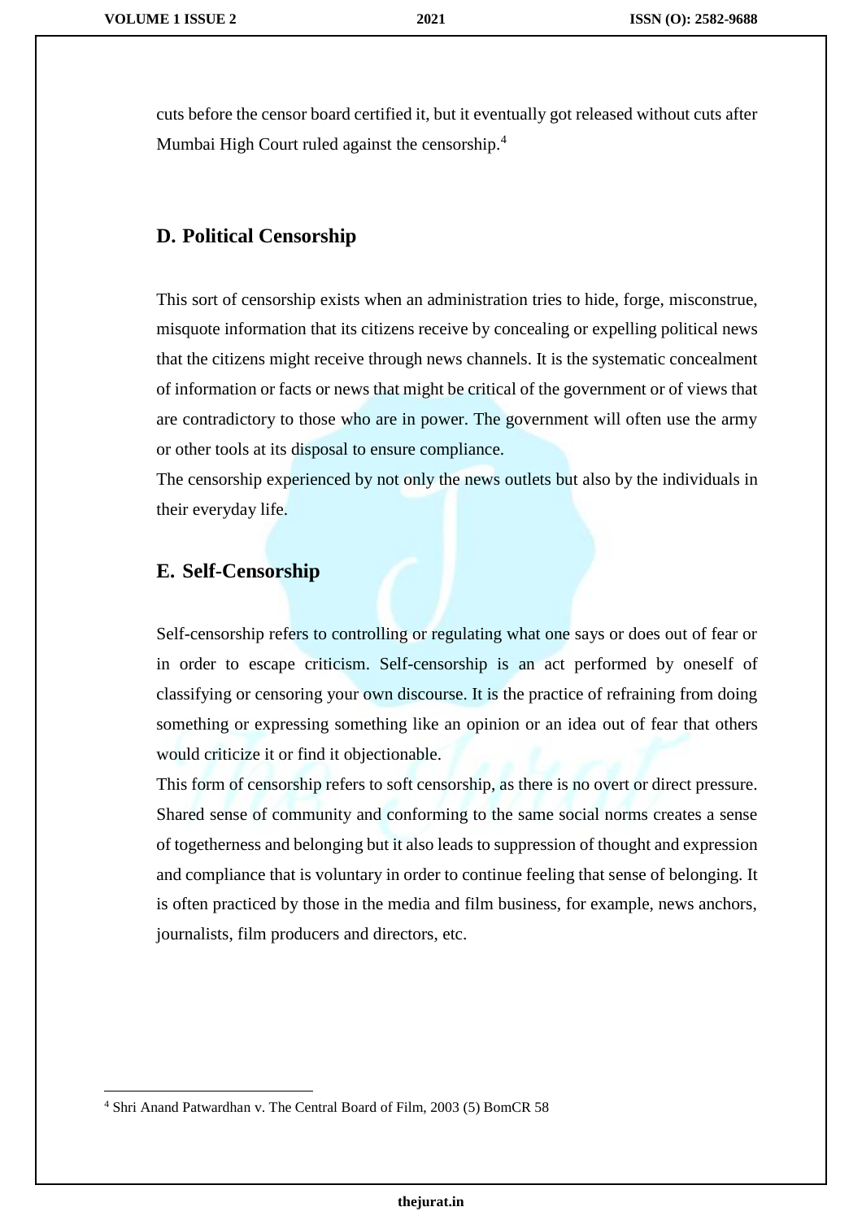cuts before the censor board certified it, but it eventually got released without cuts after Mumbai High Court ruled against the censorship.[4]

## D. Political Censorship

This sort of censorship exists when an administration tries to hide, forge, misconstrue, misquote information that its citizens receive by concealing or expelling political news that the citizens might receive through news channels. It is the systematic concealment of information or facts or news that might be critical of the government or of views that are contradictory to those who are in power. The government will often use the army or other tools at its disposal to ensure compliance.

The censorship experienced by not only the news outlets but also by the individuals in their everyday life.

## E. Self-Censorship

Self-censorship refers to controlling or regulating what one says or does out of fear or in order to escape criticism. Self-censorship is an act performed by oneself of classifying or censoring your own discourse. It is the practice of refraining from doing something or expressing something like an opinion or an idea out of fear that others would criticize it or find it objectionable.

This form of censorship refers to soft censorship, as there is no overt or direct pressure. Shared sense of community and conforming to the same social norms creates a sense of togetherness and belonging but it also leads to suppression of thought and expression and compliance that is voluntary in order to continue feeling that sense of belonging. It is often practiced by those in the media and film business, for example, news anchors, journalists, film producers and directors, etc.

---

[4] Shri Anand Patwardhan v. The Central Board of Film, 2003 (5) BomCR 58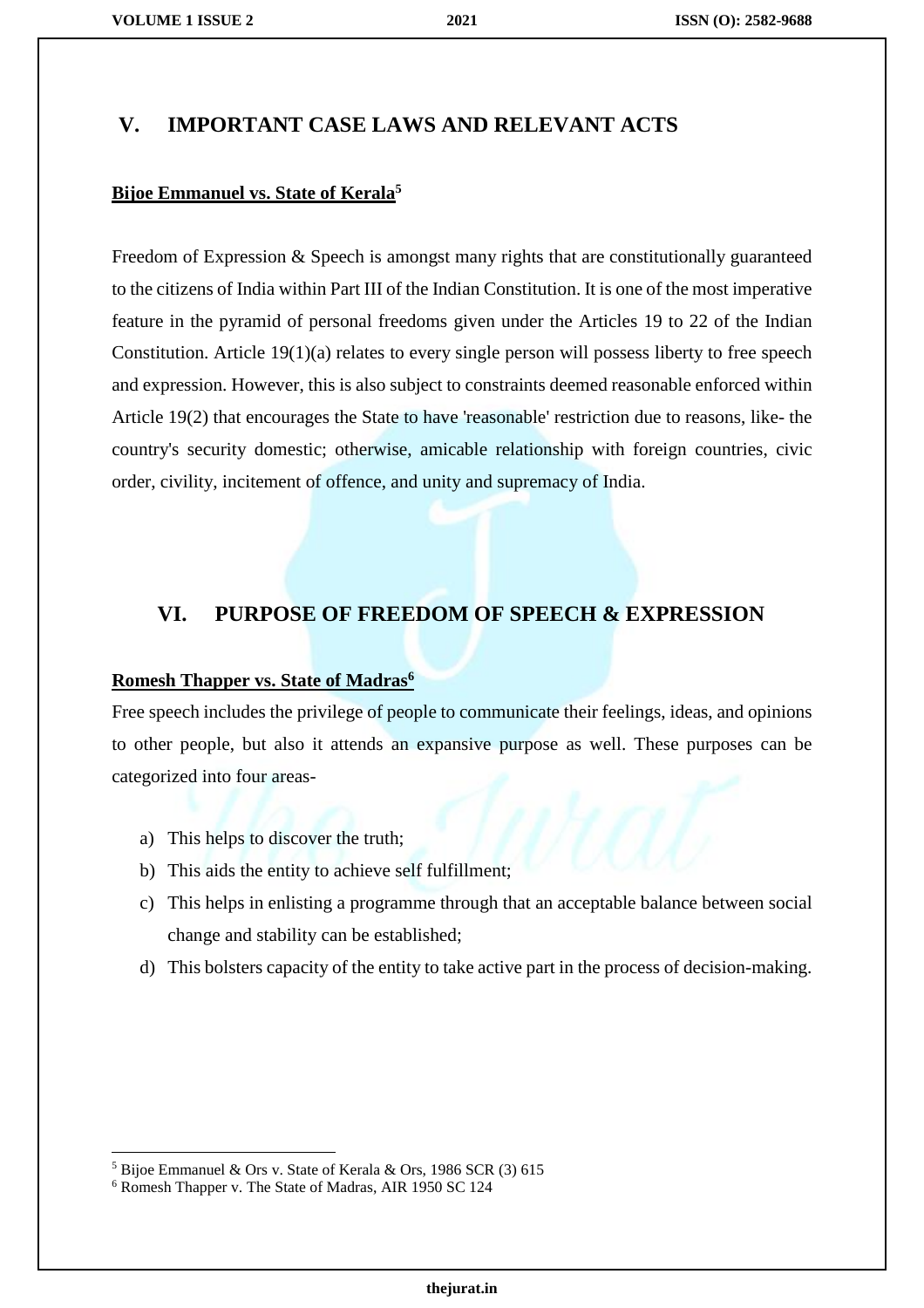## V. IMPORTANT CASE LAWS AND RELEVANT ACTS

**Bijoe Emmanuel vs. State of Kerala**[5]

Freedom of Expression & Speech is amongst many rights that are constitutionally guaranteed to the citizens of India within Part III of the Indian Constitution. It is one of the most imperative feature in the pyramid of personal freedoms given under the Articles 19 to 22 of the Indian Constitution. Article 19(1)(a) relates to every single person will possess liberty to free speech and expression. However, this is also subject to constraints deemed reasonable enforced within Article 19(2) that encourages the State to have 'reasonable' restriction due to reasons, like- the country's security domestic; otherwise, amicable relationship with foreign countries, civic order, civility, incitement of offence, and unity and supremacy of India.

## VI. PURPOSE OF FREEDOM OF SPEECH & EXPRESSION

**Romesh Thapper vs. State of Madras**[6]

Free speech includes the privilege of people to communicate their feelings, ideas, and opinions to other people, but also it attends an expansive purpose as well. These purposes can be categorized into four areas-

a) This helps to discover the truth;
b) This aids the entity to achieve self fulfillment;
c) This helps in enlisting a programme through that an acceptable balance between social change and stability can be established;
d) This bolsters capacity of the entity to take active part in the process of decision-making.

---

[5] Bijoe Emmanuel & Ors v. State of Kerala & Ors, 1986 SCR (3) 615

[6] Romesh Thapper v. The State of Madras, AIR 1950 SC 124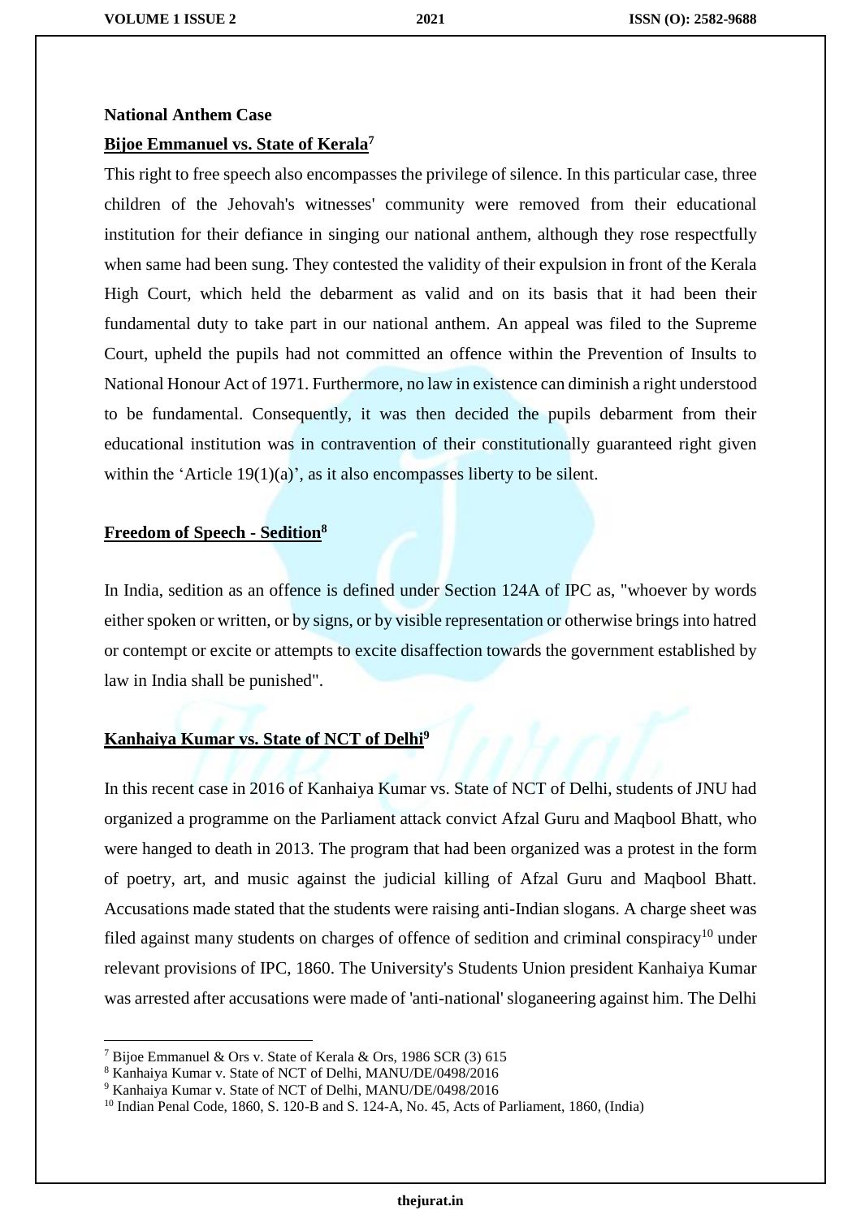**National Anthem Case**

**Bijoe Emmanuel vs. State of Kerala[7]**

This right to free speech also encompasses the privilege of silence. In this particular case, three children of the Jehovah's witnesses' community were removed from their educational institution for their defiance in singing our national anthem, although they rose respectfully when same had been sung. They contested the validity of their expulsion in front of the Kerala High Court, which held the debarment as valid and on its basis that it had been their fundamental duty to take part in our national anthem. An appeal was filed to the Supreme Court, upheld the pupils had not committed an offence within the Prevention of Insults to National Honour Act of 1971. Furthermore, no law in existence can diminish a right understood to be fundamental. Consequently, it was then decided the pupils debarment from their educational institution was in contravention of their constitutionally guaranteed right given within the 'Article 19(1)(a)', as it also encompasses liberty to be silent.

**Freedom of Speech - Sedition[8]**

In India, sedition as an offence is defined under Section 124A of IPC as, "whoever by words either spoken or written, or by signs, or by visible representation or otherwise brings into hatred or contempt or excite or attempts to excite disaffection towards the government established by law in India shall be punished".

**Kanhaiya Kumar vs. State of NCT of Delhi[9]**

In this recent case in 2016 of Kanhaiya Kumar vs. State of NCT of Delhi, students of JNU had organized a programme on the Parliament attack convict Afzal Guru and Maqbool Bhatt, who were hanged to death in 2013. The program that had been organized was a protest in the form of poetry, art, and music against the judicial killing of Afzal Guru and Maqbool Bhatt. Accusations made stated that the students were raising anti-Indian slogans. A charge sheet was filed against many students on charges of offence of sedition and criminal conspiracy[10] under relevant provisions of IPC, 1860. The University's Students Union president Kanhaiya Kumar was arrested after accusations were made of 'anti-national' sloganeering against him. The Delhi

---

[7] Bijoe Emmanuel & Ors v. State of Kerala & Ors, 1986 SCR (3) 615

[8] Kanhaiya Kumar v. State of NCT of Delhi, MANU/DE/0498/2016

[9] Kanhaiya Kumar v. State of NCT of Delhi, MANU/DE/0498/2016

[10] Indian Penal Code, 1860, S. 120-B and S. 124-A, No. 45, Acts of Parliament, 1860, (India)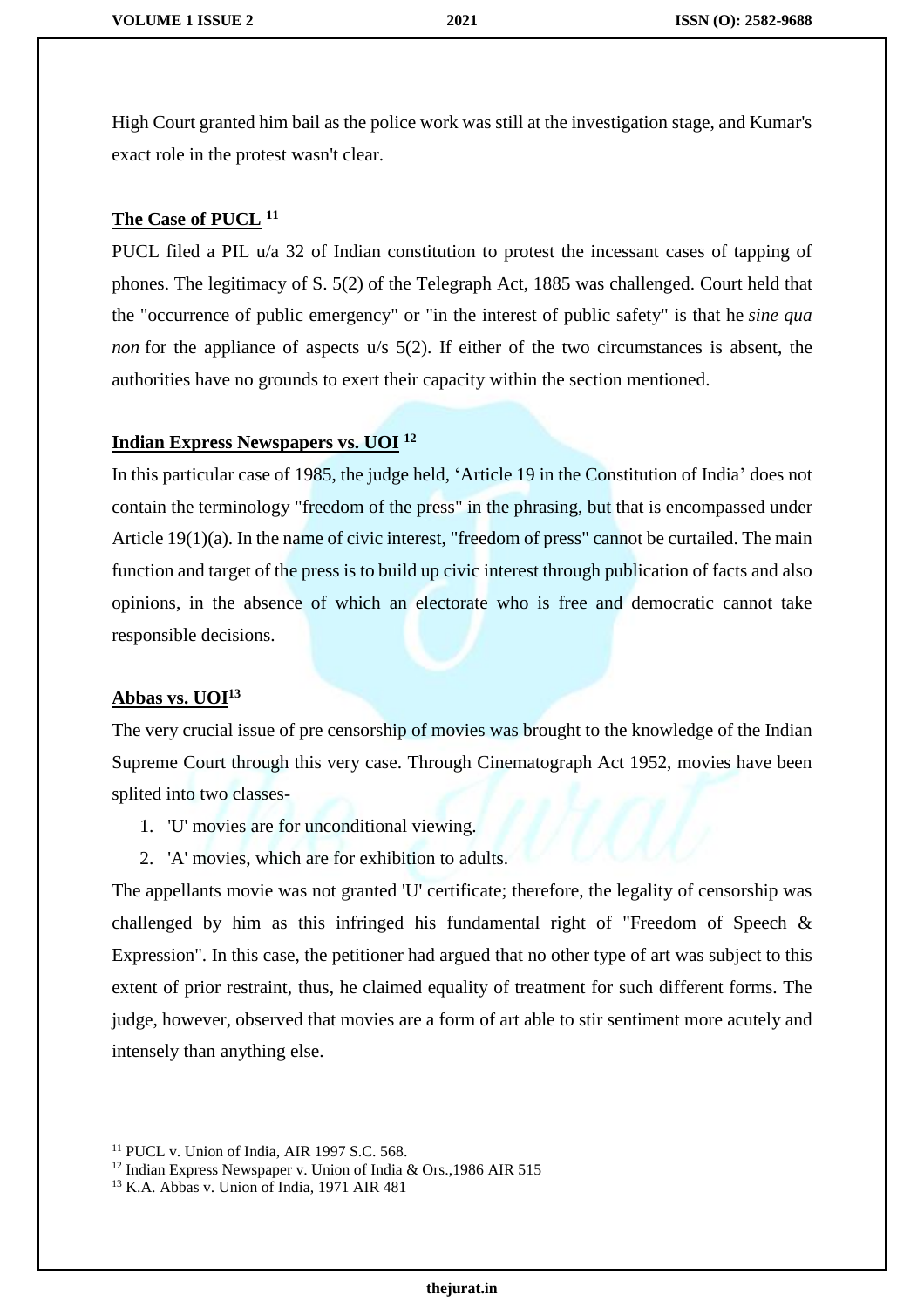High Court granted him bail as the police work was still at the investigation stage, and Kumar's exact role in the protest wasn't clear.

**The Case of PUCL** [11]

PUCL filed a PIL u/a 32 of Indian constitution to protest the incessant cases of tapping of phones. The legitimacy of S. 5(2) of the Telegraph Act, 1885 was challenged. Court held that the "occurrence of public emergency" or "in the interest of public safety" is that he *sine qua non* for the appliance of aspects u/s 5(2). If either of the two circumstances is absent, the authorities have no grounds to exert their capacity within the section mentioned.

**Indian Express Newspapers vs. UOI** [12]

In this particular case of 1985, the judge held, 'Article 19 in the Constitution of India' does not contain the terminology "freedom of the press" in the phrasing, but that is encompassed under Article 19(1)(a). In the name of civic interest, "freedom of press" cannot be curtailed. The main function and target of the press is to build up civic interest through publication of facts and also opinions, in the absence of which an electorate who is free and democratic cannot take responsible decisions.

**Abbas vs. UOI**[13]

The very crucial issue of pre censorship of movies was brought to the knowledge of the Indian Supreme Court through this very case. Through Cinematograph Act 1952, movies have been splited into two classes-

1. 'U' movies are for unconditional viewing.
2. 'A' movies, which are for exhibition to adults.

The appellants movie was not granted 'U' certificate; therefore, the legality of censorship was challenged by him as this infringed his fundamental right of "Freedom of Speech & Expression". In this case, the petitioner had argued that no other type of art was subject to this extent of prior restraint, thus, he claimed equality of treatment for such different forms. The judge, however, observed that movies are a form of art able to stir sentiment more acutely and intensely than anything else.

---

[11] PUCL v. Union of India, AIR 1997 S.C. 568.

[12] Indian Express Newspaper v. Union of India & Ors.,1986 AIR 515

[13] K.A. Abbas v. Union of India, 1971 AIR 481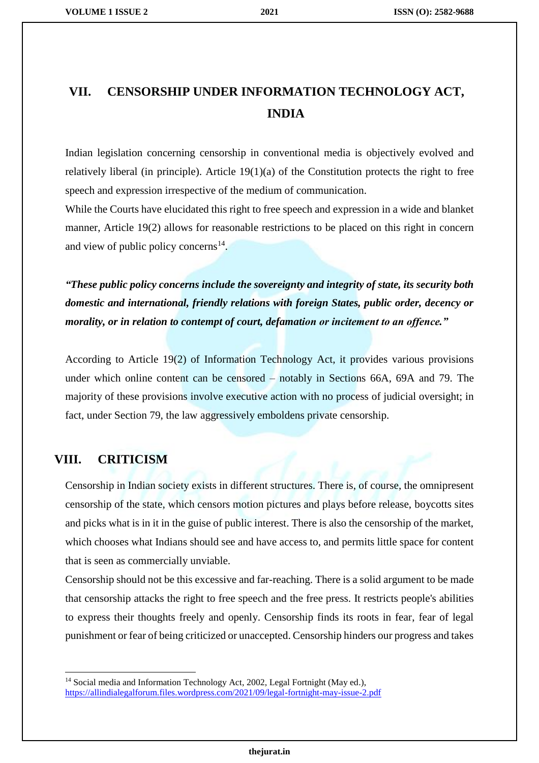## VII. CENSORSHIP UNDER INFORMATION TECHNOLOGY ACT, INDIA

Indian legislation concerning censorship in conventional media is objectively evolved and relatively liberal (in principle). Article 19(1)(a) of the Constitution protects the right to free speech and expression irrespective of the medium of communication.

While the Courts have elucidated this right to free speech and expression in a wide and blanket manner, Article 19(2) allows for reasonable restrictions to be placed on this right in concern and view of public policy concerns[14].

***"These public policy concerns include the sovereignty and integrity of state, its security both domestic and international, friendly relations with foreign States, public order, decency or morality, or in relation to contempt of court, defamation or incitement to an offence."***

According to Article 19(2) of Information Technology Act, it provides various provisions under which online content can be censored – notably in Sections 66A, 69A and 79. The majority of these provisions involve executive action with no process of judicial oversight; in fact, under Section 79, the law aggressively emboldens private censorship.

## VIII. CRITICISM

Censorship in Indian society exists in different structures. There is, of course, the omnipresent censorship of the state, which censors motion pictures and plays before release, boycotts sites and picks what is in it in the guise of public interest. There is also the censorship of the market, which chooses what Indians should see and have access to, and permits little space for content that is seen as commercially unviable.

Censorship should not be this excessive and far-reaching. There is a solid argument to be made that censorship attacks the right to free speech and the free press. It restricts people's abilities to express their thoughts freely and openly. Censorship finds its roots in fear, fear of legal punishment or fear of being criticized or unaccepted. Censorship hinders our progress and takes

---

[14] Social media and Information Technology Act, 2002, Legal Fortnight (May ed.), https://allindialegalforum.files.wordpress.com/2021/09/legal-fortnight-may-issue-2.pdf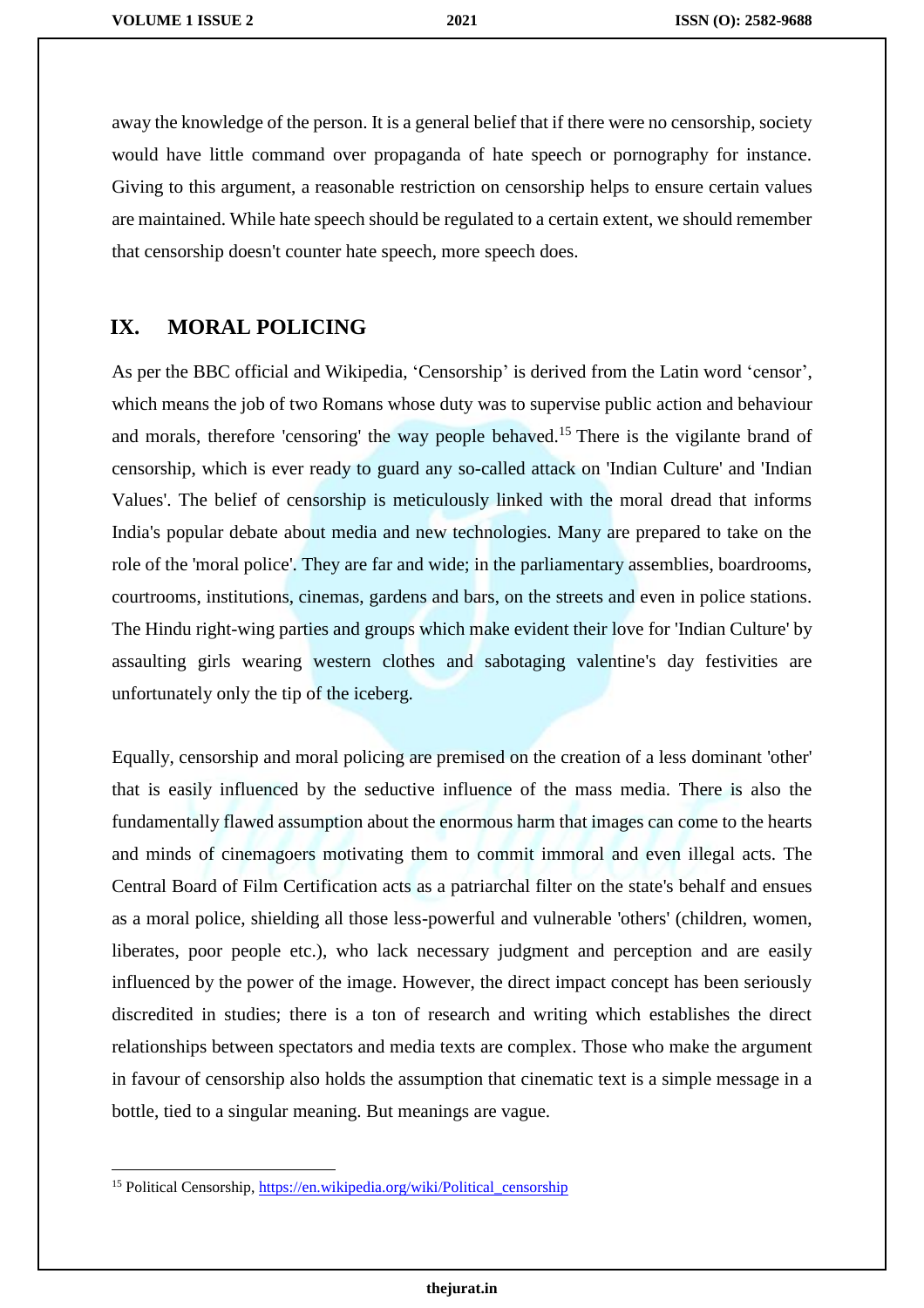away the knowledge of the person. It is a general belief that if there were no censorship, society would have little command over propaganda of hate speech or pornography for instance. Giving to this argument, a reasonable restriction on censorship helps to ensure certain values are maintained. While hate speech should be regulated to a certain extent, we should remember that censorship doesn't counter hate speech, more speech does.

## IX. MORAL POLICING

As per the BBC official and Wikipedia, 'Censorship' is derived from the Latin word 'censor', which means the job of two Romans whose duty was to supervise public action and behaviour and morals, therefore 'censoring' the way people behaved.[15] There is the vigilante brand of censorship, which is ever ready to guard any so-called attack on 'Indian Culture' and 'Indian Values'. The belief of censorship is meticulously linked with the moral dread that informs India's popular debate about media and new technologies. Many are prepared to take on the role of the 'moral police'. They are far and wide; in the parliamentary assemblies, boardrooms, courtrooms, institutions, cinemas, gardens and bars, on the streets and even in police stations. The Hindu right-wing parties and groups which make evident their love for 'Indian Culture' by assaulting girls wearing western clothes and sabotaging valentine's day festivities are unfortunately only the tip of the iceberg.

Equally, censorship and moral policing are premised on the creation of a less dominant 'other' that is easily influenced by the seductive influence of the mass media. There is also the fundamentally flawed assumption about the enormous harm that images can come to the hearts and minds of cinemagoers motivating them to commit immoral and even illegal acts. The Central Board of Film Certification acts as a patriarchal filter on the state's behalf and ensues as a moral police, shielding all those less-powerful and vulnerable 'others' (children, women, liberates, poor people etc.), who lack necessary judgment and perception and are easily influenced by the power of the image. However, the direct impact concept has been seriously discredited in studies; there is a ton of research and writing which establishes the direct relationships between spectators and media texts are complex. Those who make the argument in favour of censorship also holds the assumption that cinematic text is a simple message in a bottle, tied to a singular meaning. But meanings are vague.

---

[15] Political Censorship, https://en.wikipedia.org/wiki/Political_censorship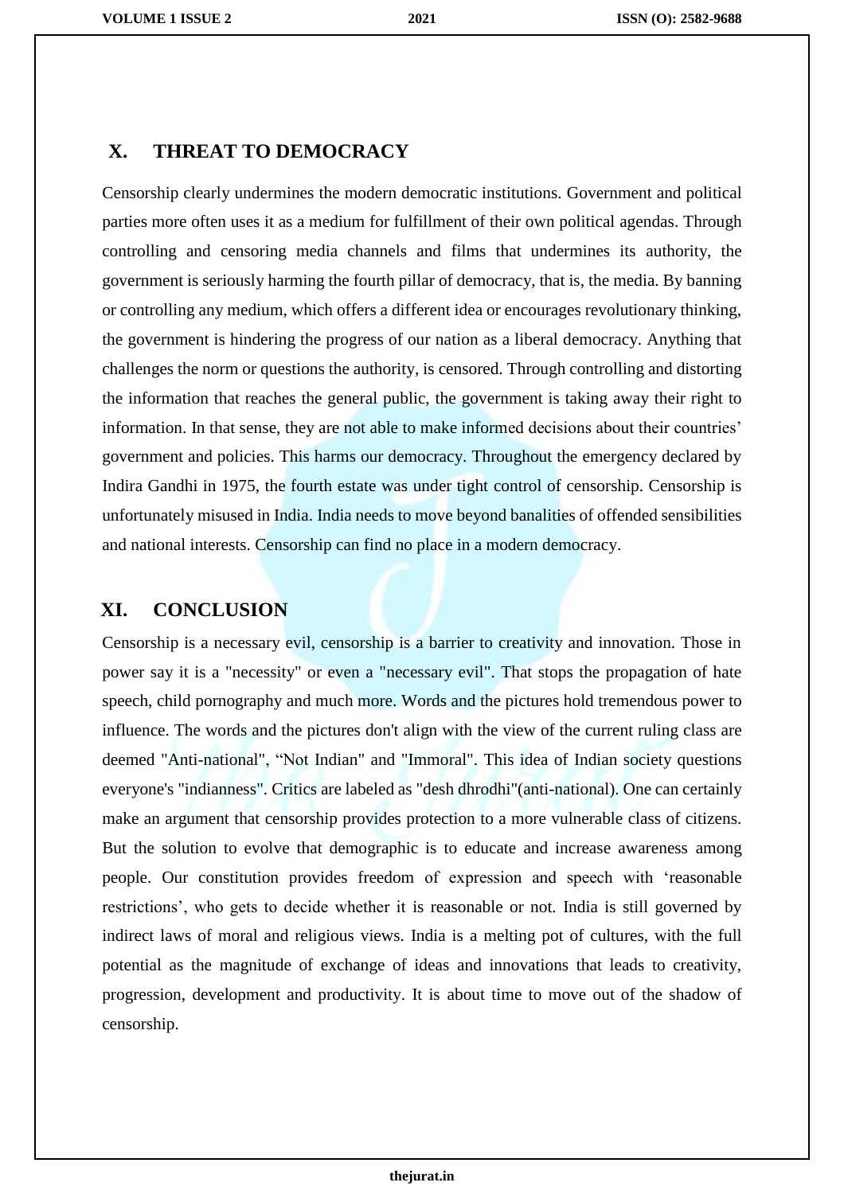## X. THREAT TO DEMOCRACY

Censorship clearly undermines the modern democratic institutions. Government and political parties more often uses it as a medium for fulfillment of their own political agendas. Through controlling and censoring media channels and films that undermines its authority, the government is seriously harming the fourth pillar of democracy, that is, the media. By banning or controlling any medium, which offers a different idea or encourages revolutionary thinking, the government is hindering the progress of our nation as a liberal democracy. Anything that challenges the norm or questions the authority, is censored. Through controlling and distorting the information that reaches the general public, the government is taking away their right to information. In that sense, they are not able to make informed decisions about their countries' government and policies. This harms our democracy. Throughout the emergency declared by Indira Gandhi in 1975, the fourth estate was under tight control of censorship. Censorship is unfortunately misused in India. India needs to move beyond banalities of offended sensibilities and national interests. Censorship can find no place in a modern democracy.

## XI. CONCLUSION

Censorship is a necessary evil, censorship is a barrier to creativity and innovation. Those in power say it is a "necessity" or even a "necessary evil". That stops the propagation of hate speech, child pornography and much more. Words and the pictures hold tremendous power to influence. The words and the pictures don't align with the view of the current ruling class are deemed "Anti-national", "Not Indian" and "Immoral". This idea of Indian society questions everyone's "indianness". Critics are labeled as "desh dhrodhi"(anti-national). One can certainly make an argument that censorship provides protection to a more vulnerable class of citizens. But the solution to evolve that demographic is to educate and increase awareness among people. Our constitution provides freedom of expression and speech with 'reasonable restrictions', who gets to decide whether it is reasonable or not. India is still governed by indirect laws of moral and religious views. India is a melting pot of cultures, with the full potential as the magnitude of exchange of ideas and innovations that leads to creativity, progression, development and productivity. It is about time to move out of the shadow of censorship.